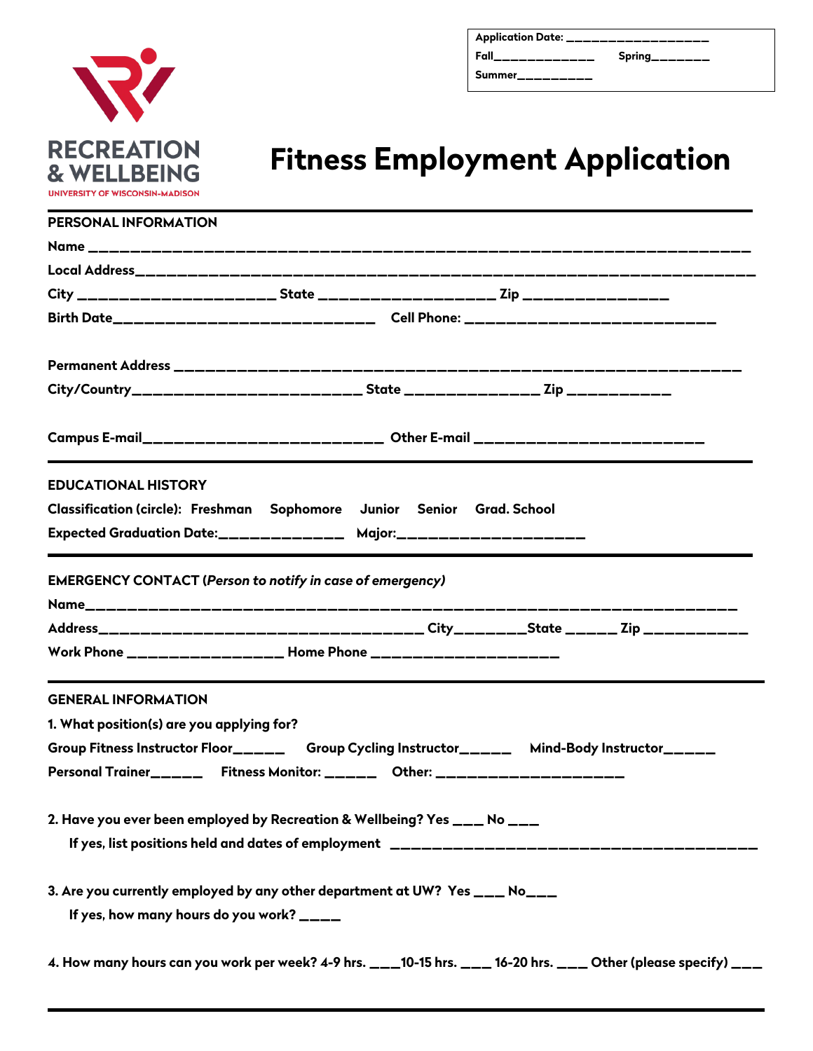Application Date: ___________________
Fall_____________ Spring________
Summer__________

RECREATION & WELLBEING
UNIVERSITY OF WISCONSIN-MADISON

# Fitness Employment Application

## PERSONAL INFORMATION

Name ____________________________________________________________________

Local Address____________________________________________________________________

City _____________________ State ___________________ Zip _______________

Birth Date____________________________ Cell Phone: ___________________________

Permanent Address ____________________________________________________________

City/Country_________________________ State _______________ Zip ___________

Campus E-mail__________________________ Other E-mail _________________________

## EDUCATIONAL HISTORY

Classification (circle): Freshman Sophomore Junior Senior Grad. School

Expected Graduation Date:______________ Major:____________________

## EMERGENCY CONTACT (*Person to notify in case of emergency)*

Name____________________________________________________________________

Address___________________________________ City________State ______ Zip ___________

Work Phone _________________ Home Phone ____________________

## GENERAL INFORMATION

1. What position(s) are you applying for?

Group Fitness Instructor Floor______ Group Cycling Instructor______ Mind-Body Instructor______

Personal Trainer______ Fitness Monitor: ______ Other: ____________________

2. Have you ever been employed by Recreation & Wellbeing? Yes ___ No ___

If yes, list positions held and dates of employment ________________________________________

3. Are you currently employed by any other department at UW? Yes ___ No___

If yes, how many hours do you work? ____

4. How many hours can you work per week? 4-9 hrs. ___10-15 hrs. ___ 16-20 hrs. ___ Other (please specify) ___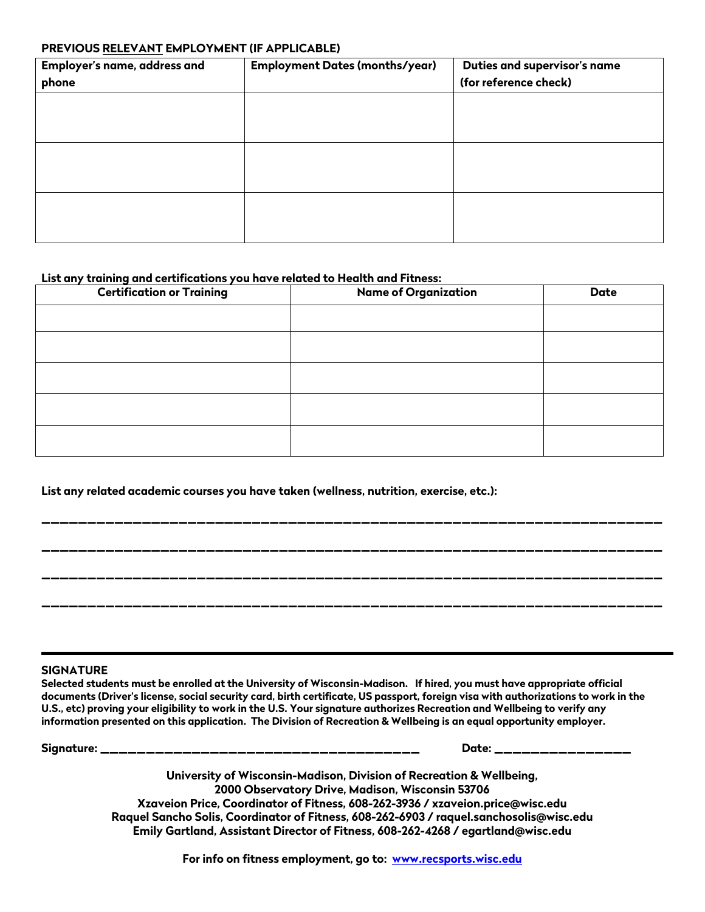**PREVIOUS RELEVANT EMPLOYMENT (IF APPLICABLE)**

| Employer's name, address and phone | Employment Dates (months/year) | Duties and supervisor's name (for reference check) |
|---|---|---|
| | | |
| | | |
| | | |

**List any training and certifications you have related to Health and Fitness:**

| Certification or Training | Name of Organization | Date |
|---|---|---|
| | | |
| | | |
| | | |
| | | |
| | | |

**List any related academic courses you have taken (wellness, nutrition, exercise, etc.):**

\_\_\_\_\_\_\_\_\_\_\_\_\_\_\_\_\_\_\_\_\_\_\_\_\_\_\_\_\_\_\_\_\_\_\_\_\_\_\_\_\_\_\_\_\_\_\_\_\_\_\_\_\_\_\_\_\_\_\_\_\_\_\_\_\_\_\_\_\_\_\_\_

\_\_\_\_\_\_\_\_\_\_\_\_\_\_\_\_\_\_\_\_\_\_\_\_\_\_\_\_\_\_\_\_\_\_\_\_\_\_\_\_\_\_\_\_\_\_\_\_\_\_\_\_\_\_\_\_\_\_\_\_\_\_\_\_\_\_\_\_\_\_\_\_

\_\_\_\_\_\_\_\_\_\_\_\_\_\_\_\_\_\_\_\_\_\_\_\_\_\_\_\_\_\_\_\_\_\_\_\_\_\_\_\_\_\_\_\_\_\_\_\_\_\_\_\_\_\_\_\_\_\_\_\_\_\_\_\_\_\_\_\_\_\_\_\_

\_\_\_\_\_\_\_\_\_\_\_\_\_\_\_\_\_\_\_\_\_\_\_\_\_\_\_\_\_\_\_\_\_\_\_\_\_\_\_\_\_\_\_\_\_\_\_\_\_\_\_\_\_\_\_\_\_\_\_\_\_\_\_\_\_\_\_\_\_\_\_\_

---

**SIGNATURE**

**Selected students must be enrolled at the University of Wisconsin-Madison. If hired, you must have appropriate official documents (Driver's license, social security card, birth certificate, US passport, foreign visa with authorizations to work in the U.S., etc) proving your eligibility to work in the U.S. Your signature authorizes Recreation and Wellbeing to verify any information presented on this application. The Division of Recreation & Wellbeing is an equal opportunity employer.**

**Signature:** \_\_\_\_\_\_\_\_\_\_\_\_\_\_\_\_\_\_\_\_\_\_\_\_\_\_\_\_\_\_\_\_\_\_\_\_\_\_\_\_ **Date:** \_\_\_\_\_\_\_\_\_\_\_\_\_\_\_\_\_\_

**University of Wisconsin-Madison, Division of Recreation & Wellbeing,**
**2000 Observatory Drive, Madison, Wisconsin 53706**
**Xzaveion Price, Coordinator of Fitness, 608-262-3936 / xzaveion.price@wisc.edu**
**Raquel Sancho Solis, Coordinator of Fitness, 608-262-6903 / raquel.sanchosolis@wisc.edu**
**Emily Gartland, Assistant Director of Fitness, 608-262-4268 / egartland@wisc.edu**

**For info on fitness employment, go to: [www.recsports.wisc.edu](www.recsports.wisc.edu)**